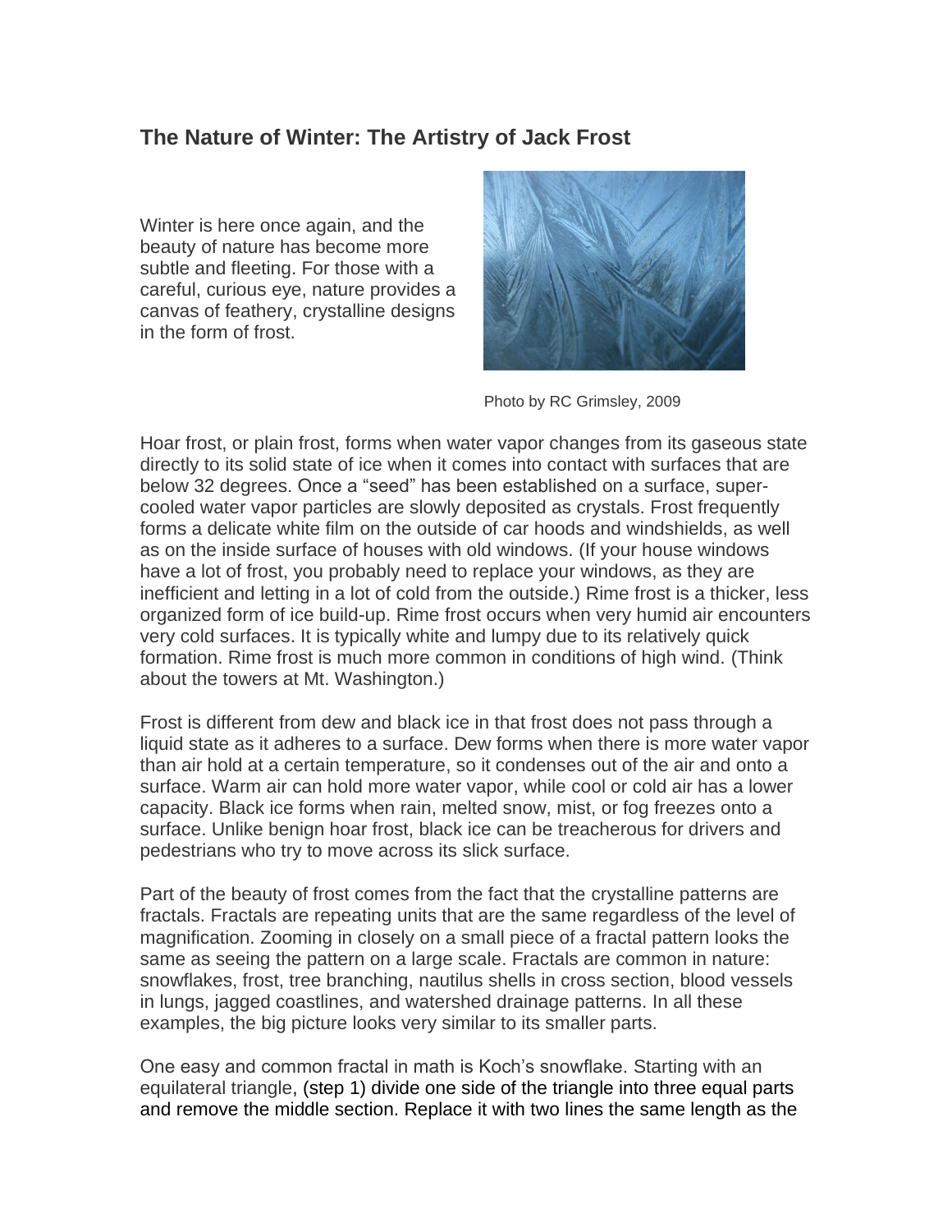## The Nature of Winter: The Artistry of Jack Frost

Winter is here once again, and the beauty of nature has become more subtle and fleeting. For those with a careful, curious eye, nature provides a canvas of feathery, crystalline designs in the form of frost.

Photo by RC Grimsley, 2009

Hoar frost, or plain frost, forms when water vapor changes from its gaseous state directly to its solid state of ice when it comes into contact with surfaces that are below 32 degrees. Once a "seed" has been established on a surface, super-cooled water vapor particles are slowly deposited as crystals. Frost frequently forms a delicate white film on the outside of car hoods and windshields, as well as on the inside surface of houses with old windows. (If your house windows have a lot of frost, you probably need to replace your windows, as they are inefficient and letting in a lot of cold from the outside.) Rime frost is a thicker, less organized form of ice build-up. Rime frost occurs when very humid air encounters very cold surfaces. It is typically white and lumpy due to its relatively quick formation. Rime frost is much more common in conditions of high wind. (Think about the towers at Mt. Washington.)

Frost is different from dew and black ice in that frost does not pass through a liquid state as it adheres to a surface. Dew forms when there is more water vapor than air hold at a certain temperature, so it condenses out of the air and onto a surface. Warm air can hold more water vapor, while cool or cold air has a lower capacity. Black ice forms when rain, melted snow, mist, or fog freezes onto a surface. Unlike benign hoar frost, black ice can be treacherous for drivers and pedestrians who try to move across its slick surface.

Part of the beauty of frost comes from the fact that the crystalline patterns are fractals. Fractals are repeating units that are the same regardless of the level of magnification. Zooming in closely on a small piece of a fractal pattern looks the same as seeing the pattern on a large scale. Fractals are common in nature: snowflakes, frost, tree branching, nautilus shells in cross section, blood vessels in lungs, jagged coastlines, and watershed drainage patterns. In all these examples, the big picture looks very similar to its smaller parts.

One easy and common fractal in math is Koch's snowflake. Starting with an equilateral triangle, (step 1) divide one side of the triangle into three equal parts and remove the middle section. Replace it with two lines the same length as the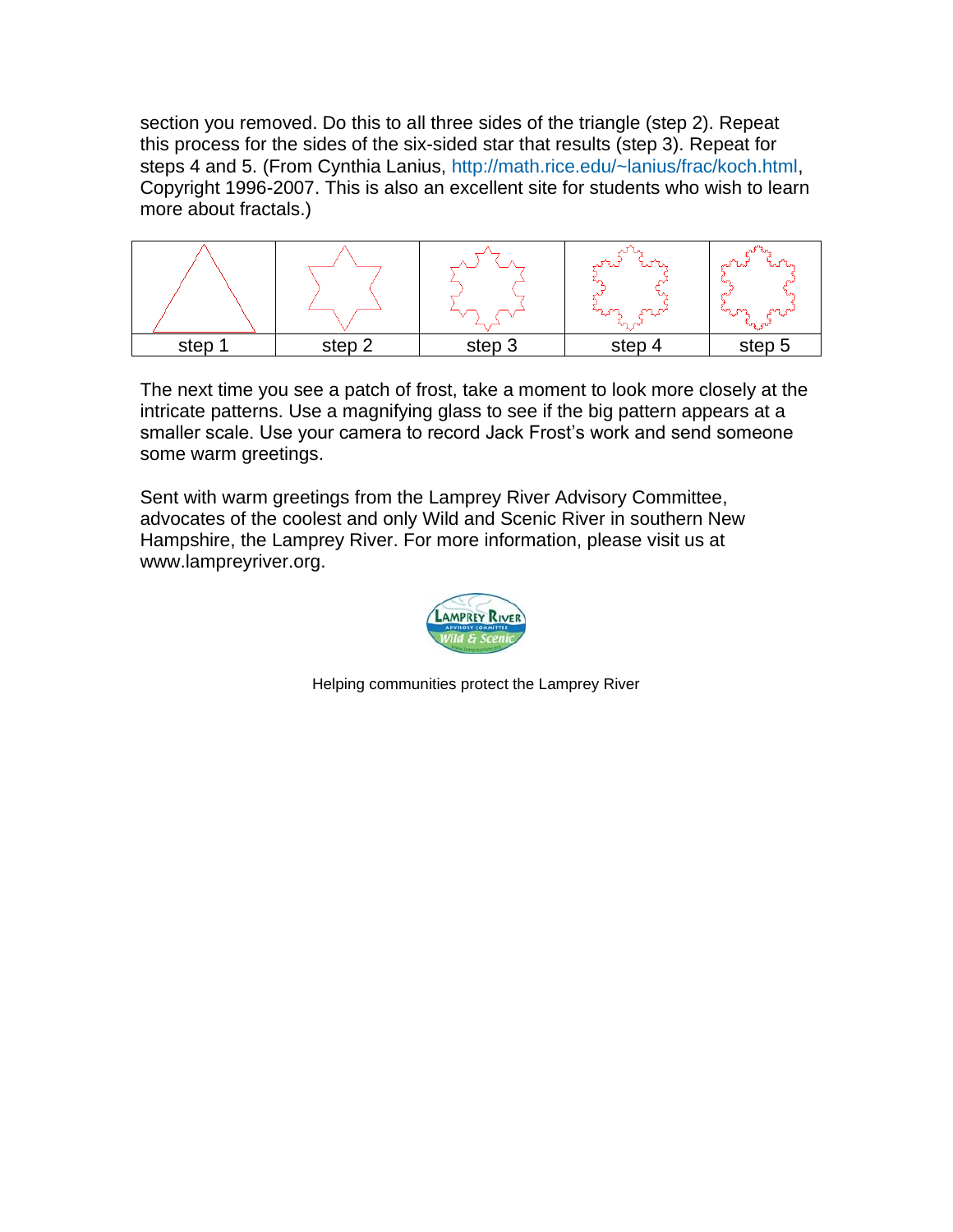section you removed. Do this to all three sides of the triangle (step 2). Repeat this process for the sides of the six-sided star that results (step 3). Repeat for steps 4 and 5. (From Cynthia Lanius, http://math.rice.edu/~lanius/frac/koch.html, Copyright 1996-2007. This is also an excellent site for students who wish to learn more about fractals.)

| | | | | |
|---|---|---|---|---|
| | | | | |
| step 1 | step 2 | step 3 | step 4 | step 5 |

The next time you see a patch of frost, take a moment to look more closely at the intricate patterns. Use a magnifying glass to see if the big pattern appears at a smaller scale. Use your camera to record Jack Frost's work and send someone some warm greetings.

Sent with warm greetings from the Lamprey River Advisory Committee, advocates of the coolest and only Wild and Scenic River in southern New Hampshire, the Lamprey River. For more information, please visit us at www.lampreyriver.org.

Helping communities protect the Lamprey River